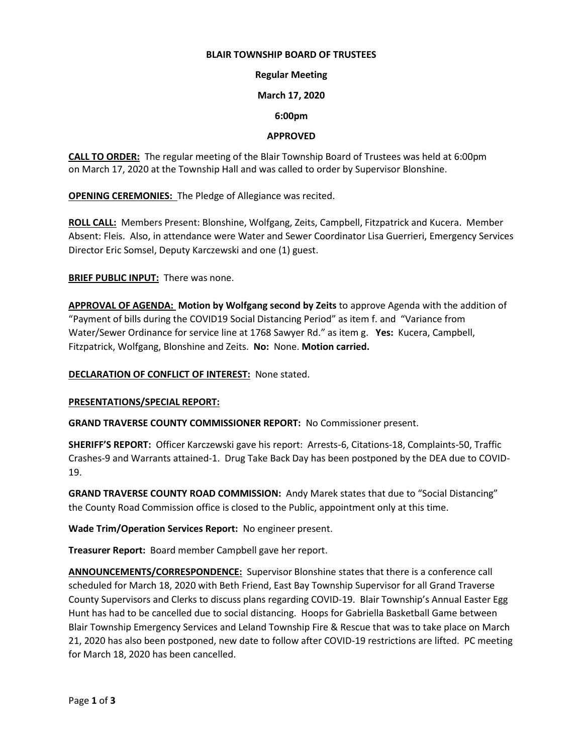**BLAIR TOWNSHIP BOARD OF TRUSTEES**

**Regular Meeting**

**March 17, 2020**

**6:00pm**

**APPROVED**

**CALL TO ORDER:** The regular meeting of the Blair Township Board of Trustees was held at 6:00pm on March 17, 2020 at the Township Hall and was called to order by Supervisor Blonshine.

**OPENING CEREMONIES:** The Pledge of Allegiance was recited.

**ROLL CALL:** Members Present: Blonshine, Wolfgang, Zeits, Campbell, Fitzpatrick and Kucera. Member Absent: Fleis. Also, in attendance were Water and Sewer Coordinator Lisa Guerrieri, Emergency Services Director Eric Somsel, Deputy Karczewski and one (1) guest.

**BRIEF PUBLIC INPUT:** There was none.

**APPROVAL OF AGENDA: Motion by Wolfgang second by Zeits** to approve Agenda with the addition of "Payment of bills during the COVID19 Social Distancing Period" as item f. and "Variance from Water/Sewer Ordinance for service line at 1768 Sawyer Rd." as item g. **Yes:** Kucera, Campbell, Fitzpatrick, Wolfgang, Blonshine and Zeits. **No:** None. **Motion carried.**

**DECLARATION OF CONFLICT OF INTEREST:** None stated.

**PRESENTATIONS/SPECIAL REPORT:**

**GRAND TRAVERSE COUNTY COMMISSIONER REPORT:** No Commissioner present.

**SHERIFF'S REPORT:** Officer Karczewski gave his report: Arrests-6, Citations-18, Complaints-50, Traffic Crashes-9 and Warrants attained-1. Drug Take Back Day has been postponed by the DEA due to COVID-19.

**GRAND TRAVERSE COUNTY ROAD COMMISSION:** Andy Marek states that due to "Social Distancing" the County Road Commission office is closed to the Public, appointment only at this time.

**Wade Trim/Operation Services Report:** No engineer present.

**Treasurer Report:** Board member Campbell gave her report.

**ANNOUNCEMENTS/CORRESPONDENCE:** Supervisor Blonshine states that there is a conference call scheduled for March 18, 2020 with Beth Friend, East Bay Township Supervisor for all Grand Traverse County Supervisors and Clerks to discuss plans regarding COVID-19. Blair Township's Annual Easter Egg Hunt has had to be cancelled due to social distancing. Hoops for Gabriella Basketball Game between Blair Township Emergency Services and Leland Township Fire & Rescue that was to take place on March 21, 2020 has also been postponed, new date to follow after COVID-19 restrictions are lifted. PC meeting for March 18, 2020 has been cancelled.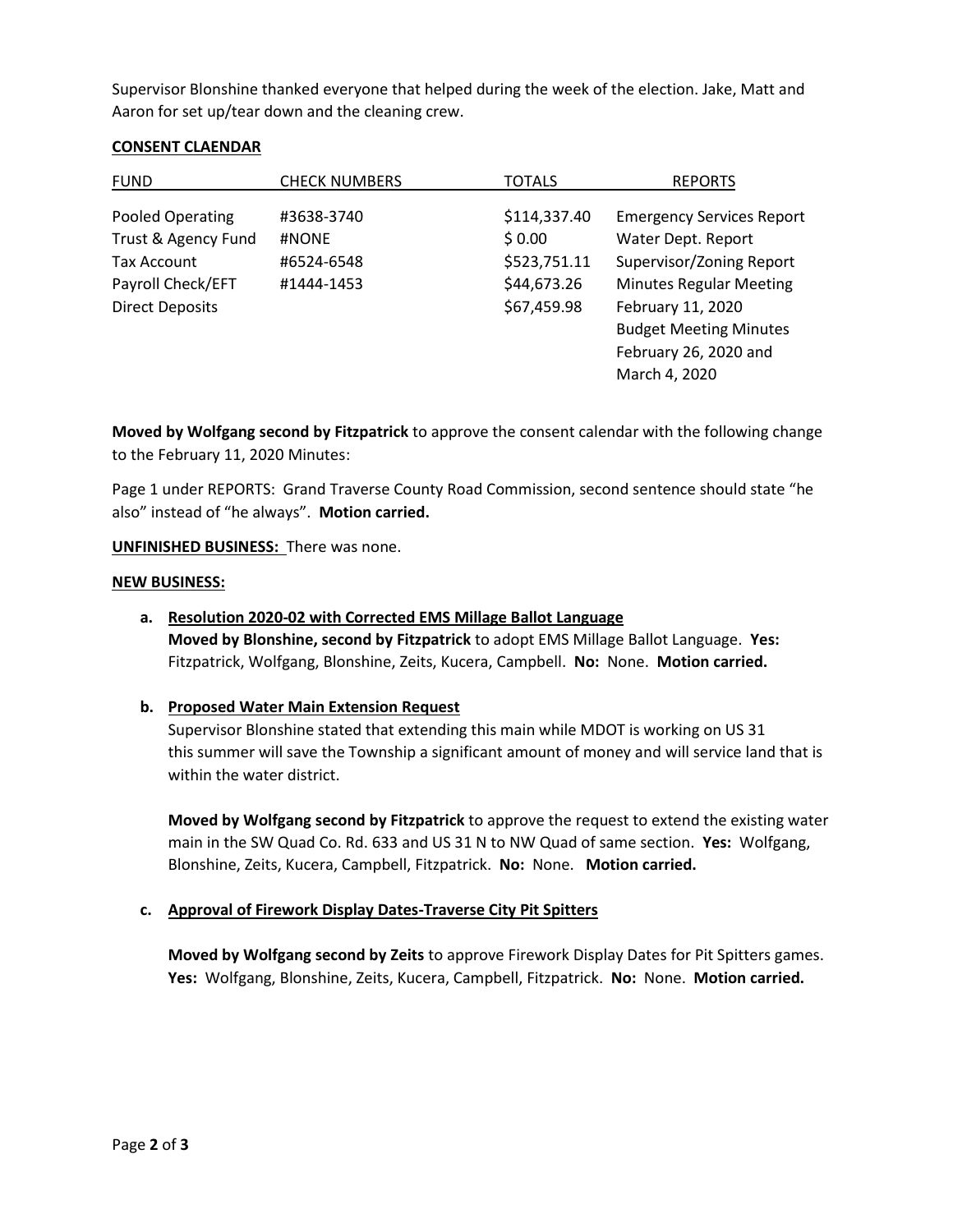Supervisor Blonshine thanked everyone that helped during the week of the election. Jake, Matt and Aaron for set up/tear down and the cleaning crew.

**CONSENT CLAENDAR**

| FUND | CHECK NUMBERS | TOTALS | REPORTS |
|---|---|---|---|
| Pooled Operating | #3638-3740 | $114,337.40 | Emergency Services Report |
| Trust & Agency Fund | #NONE | $ 0.00 | Water Dept. Report |
| Tax Account | #6524-6548 | $523,751.11 | Supervisor/Zoning Report |
| Payroll Check/EFT | #1444-1453 | $44,673.26 | Minutes Regular Meeting |
| Direct Deposits | | $67,459.98 | February 11, 2020 |
| | | | Budget Meeting Minutes |
| | | | February 26, 2020 and |
| | | | March 4, 2020 |

**Moved by Wolfgang second by Fitzpatrick** to approve the consent calendar with the following change to the February 11, 2020 Minutes:

Page 1 under REPORTS: Grand Traverse County Road Commission, second sentence should state "he also" instead of "he always". **Motion carried.**

**UNFINISHED BUSINESS:** There was none.

**NEW BUSINESS:**

**a. Resolution 2020-02 with Corrected EMS Millage Ballot Language**

**Moved by Blonshine, second by Fitzpatrick** to adopt EMS Millage Ballot Language. **Yes:** Fitzpatrick, Wolfgang, Blonshine, Zeits, Kucera, Campbell. **No:** None. **Motion carried.**

**b. Proposed Water Main Extension Request**

Supervisor Blonshine stated that extending this main while MDOT is working on US 31 this summer will save the Township a significant amount of money and will service land that is within the water district.

**Moved by Wolfgang second by Fitzpatrick** to approve the request to extend the existing water main in the SW Quad Co. Rd. 633 and US 31 N to NW Quad of same section. **Yes:** Wolfgang, Blonshine, Zeits, Kucera, Campbell, Fitzpatrick. **No:** None. **Motion carried.**

**c. Approval of Firework Display Dates-Traverse City Pit Spitters**

**Moved by Wolfgang second by Zeits** to approve Firework Display Dates for Pit Spitters games. **Yes:** Wolfgang, Blonshine, Zeits, Kucera, Campbell, Fitzpatrick. **No:** None. **Motion carried.**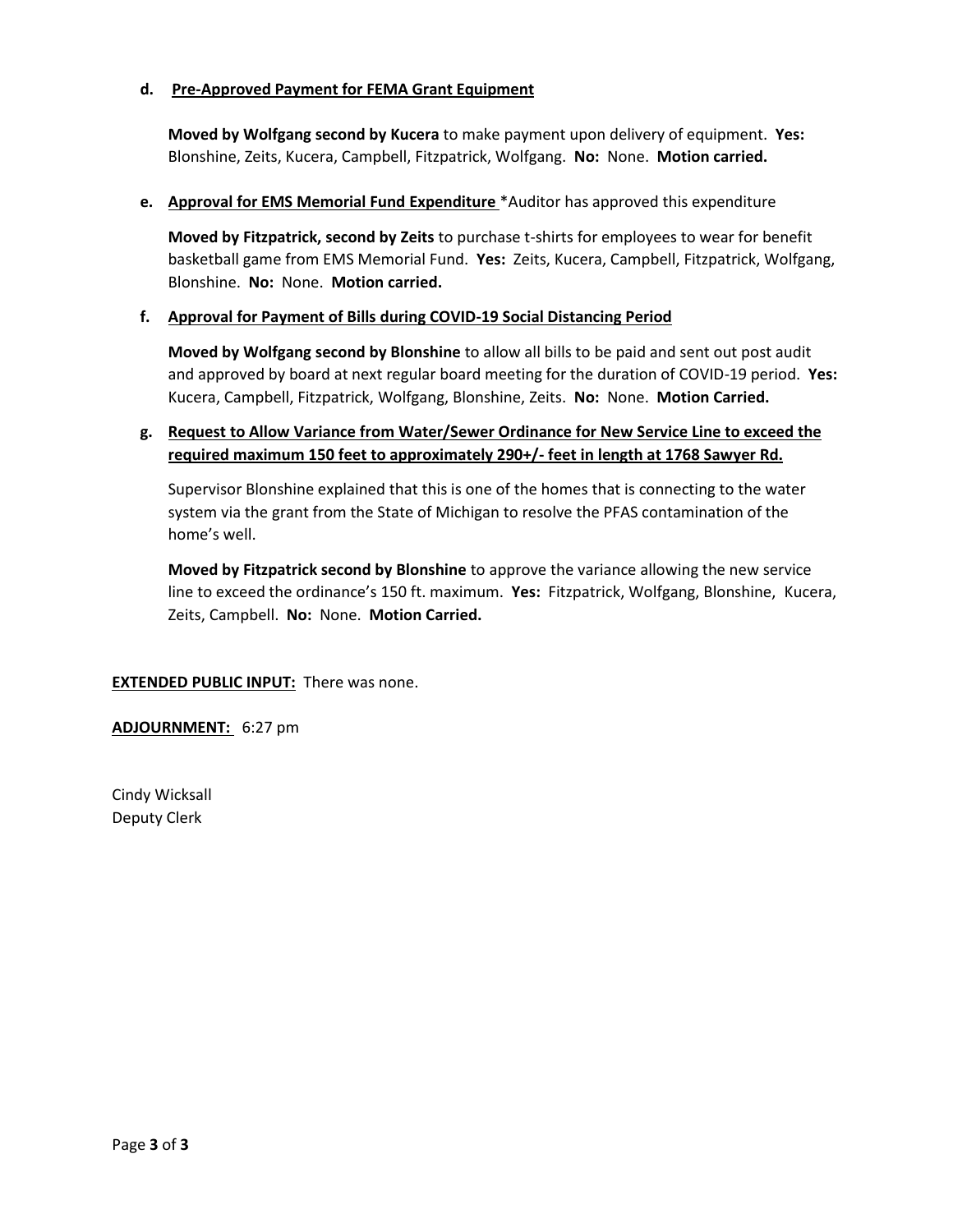**d. <u>Pre-Approved Payment for FEMA Grant Equipment</u>**

**Moved by Wolfgang second by Kucera** to make payment upon delivery of equipment. **Yes:** Blonshine, Zeits, Kucera, Campbell, Fitzpatrick, Wolfgang. **No:** None. **Motion carried.**

**e. <u>Approval for EMS Memorial Fund Expenditure</u>** *Auditor has approved this expenditure

**Moved by Fitzpatrick, second by Zeits** to purchase t-shirts for employees to wear for benefit basketball game from EMS Memorial Fund. **Yes:** Zeits, Kucera, Campbell, Fitzpatrick, Wolfgang, Blonshine. **No:** None. **Motion carried.**

**f. <u>Approval for Payment of Bills during COVID-19 Social Distancing Period</u>**

**Moved by Wolfgang second by Blonshine** to allow all bills to be paid and sent out post audit and approved by board at next regular board meeting for the duration of COVID-19 period. **Yes:** Kucera, Campbell, Fitzpatrick, Wolfgang, Blonshine, Zeits. **No:** None. **Motion Carried.**

**g. <u>Request to Allow Variance from Water/Sewer Ordinance for New Service Line to exceed the required maximum 150 feet to approximately 290+/- feet in length at 1768 Sawyer Rd.</u>**

Supervisor Blonshine explained that this is one of the homes that is connecting to the water system via the grant from the State of Michigan to resolve the PFAS contamination of the home's well.

**Moved by Fitzpatrick second by Blonshine** to approve the variance allowing the new service line to exceed the ordinance's 150 ft. maximum. **Yes:** Fitzpatrick, Wolfgang, Blonshine, Kucera, Zeits, Campbell. **No:** None. **Motion Carried.**

**<u>EXTENDED PUBLIC INPUT:</u>** There was none.

**<u>ADJOURNMENT:</u>** 6:27 pm

Cindy Wicksall
Deputy Clerk